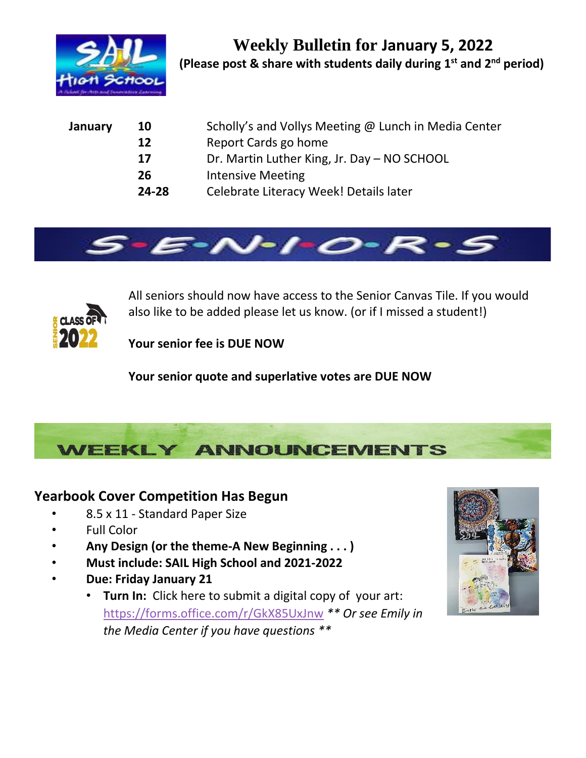# Weekly Bulletin for January 5, 2022

**(Please post & share with students daily during 1st and 2nd period)**

| | | |
|---|---|---|
| **January** | **10** | Scholly's and Vollys Meeting @ Lunch in Media Center |
| | **12** | Report Cards go home |
| | **17** | Dr. Martin Luther King, Jr. Day – NO SCHOOL |
| | **26** | Intensive Meeting |
| | **24-28** | Celebrate Literacy Week! Details later |

## S-E-N-I-O-R-S

All seniors should now have access to the Senior Canvas Tile. If you would also like to be added please let us know. (or if I missed a student!)

**Your senior fee is DUE NOW**

**Your senior quote and superlative votes are DUE NOW**

## WEEKLY ANNOUNCEMENTS

### Yearbook Cover Competition Has Begun

- 8.5 x 11 - Standard Paper Size
- Full Color
- **Any Design (or the theme-A New Beginning . . . )**
- **Must include: SAIL High School and 2021-2022**
- **Due: Friday January 21**
    - **Turn In:** Click here to submit a digital copy of your art: https://forms.office.com/r/GkX85UxJnw *\*\* Or see Emily in the Media Center if you have questions \*\**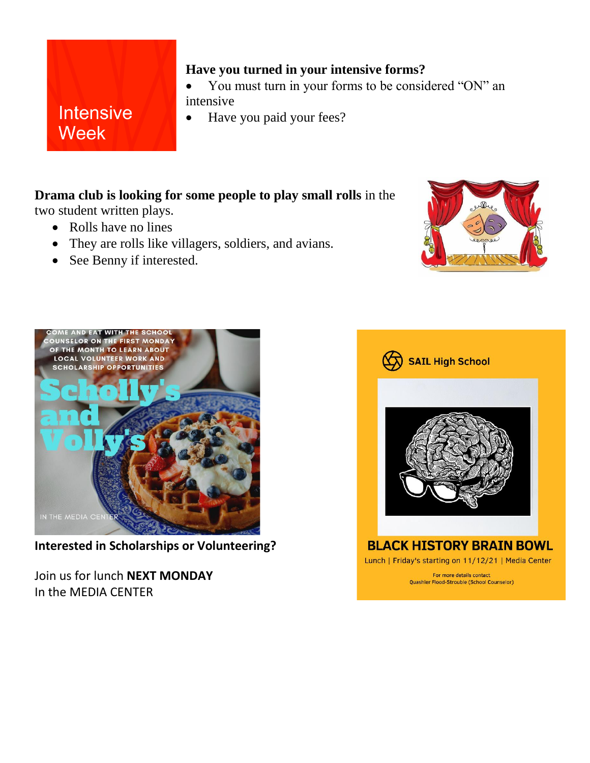Intensive Week

**Have you turned in your intensive forms?**

- You must turn in your forms to be considered "ON" an intensive
- Have you paid your fees?

**Drama club is looking for some people to play small rolls** in the two student written plays.

- Rolls have no lines
- They are rolls like villagers, soldiers, and avians.
- See Benny if interested.

COME AND EAT WITH THE SCHOOL COUNSELOR ON THE FIRST MONDAY OF THE MONTH TO LEARN ABOUT LOCAL VOLUNTEER WORK AND SCHOLARSHIP OPPORTUNITIES

Scholly's and Volly's

IN THE MEDIA CENTER

**Interested in Scholarships or Volunteering?**

Join us for lunch **NEXT MONDAY**
In the MEDIA CENTER

SAIL High School

**BLACK HISTORY BRAIN BOWL**

Lunch | Friday's starting on 11/12/21 | Media Center

For more details contact
Quashier Flood-Strouble (School Counselor)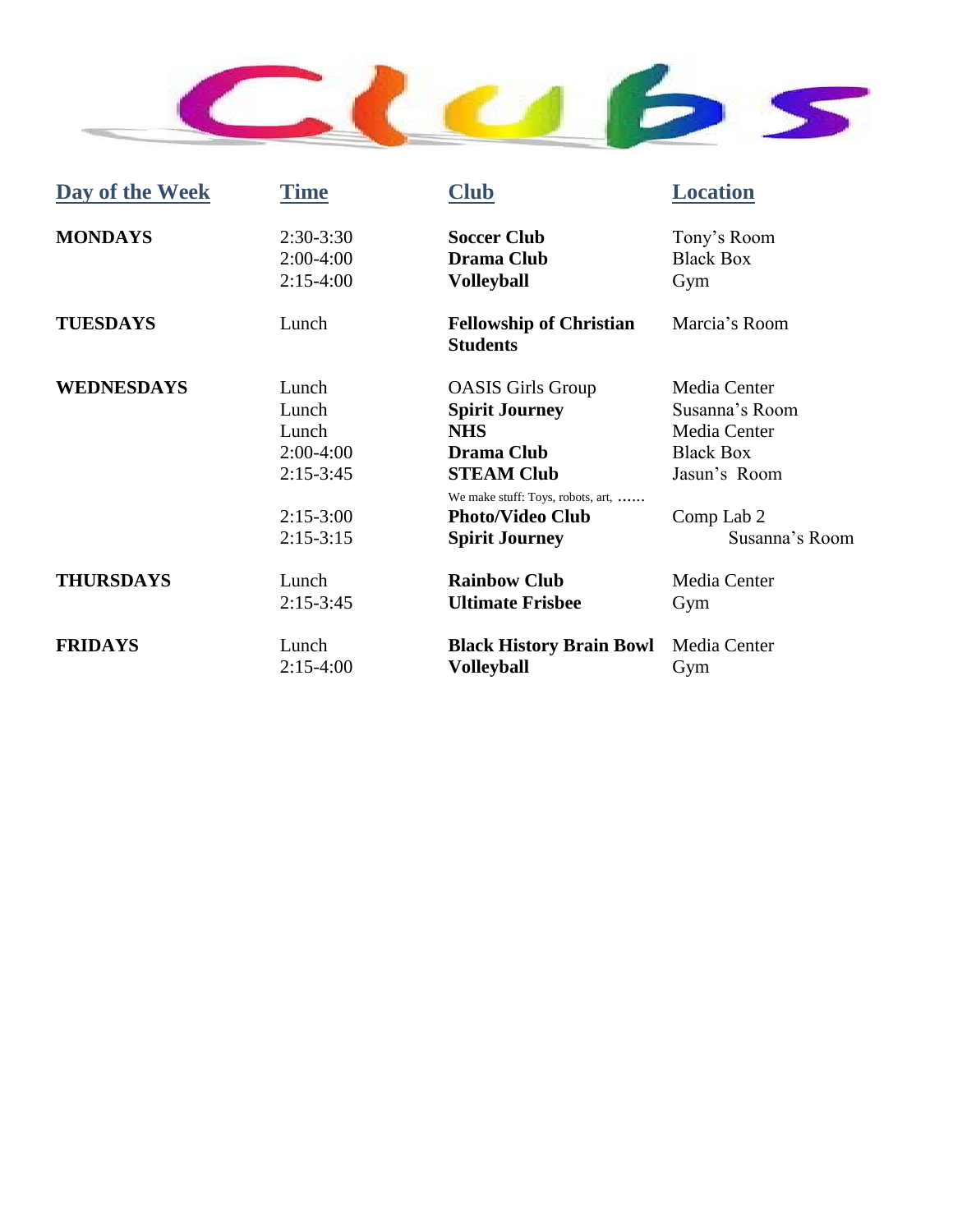# Clubs

| Day of the Week | Time | Club | Location |
|---|---|---|---|
| **MONDAYS** | 2:30-3:30 | **Soccer Club** | Tony's Room |
| | 2:00-4:00 | **Drama Club** | Black Box |
| | 2:15-4:00 | **Volleyball** | Gym |
| **TUESDAYS** | Lunch | **Fellowship of Christian Students** | Marcia's Room |
| **WEDNESDAYS** | Lunch | OASIS Girls Group | Media Center |
| | Lunch | **Spirit Journey** | Susanna's Room |
| | Lunch | **NHS** | Media Center |
| | 2:00-4:00 | **Drama Club** | Black Box |
| | 2:15-3:45 | **STEAM Club** We make stuff: Toys, robots, art, …… | Jasun's Room |
| | 2:15-3:00 | **Photo/Video Club** | Comp Lab 2 |
| | 2:15-3:15 | **Spirit Journey** | Susanna's Room |
| **THURSDAYS** | Lunch | **Rainbow Club** | Media Center |
| | 2:15-3:45 | **Ultimate Frisbee** | Gym |
| **FRIDAYS** | Lunch | **Black History Brain Bowl** | Media Center |
| | 2:15-4:00 | **Volleyball** | Gym |